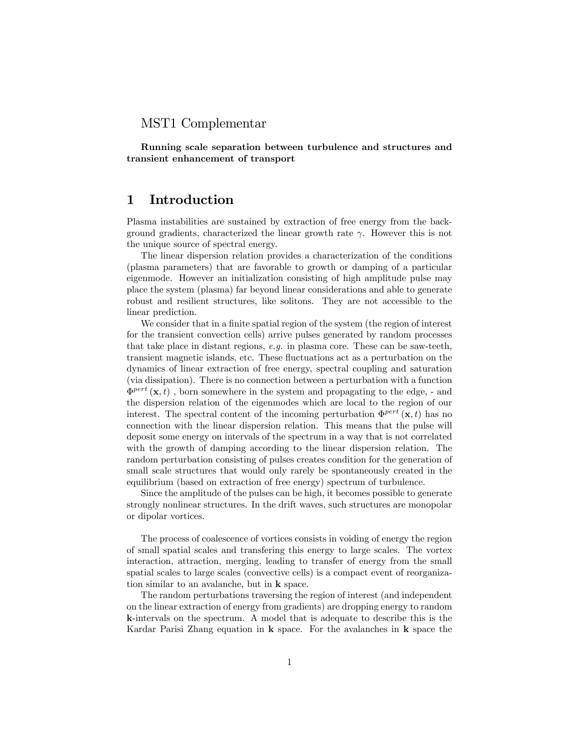MST1 Complementar

**Running scale separation between turbulence and structures and transient enhancement of transport**

# 1 Introduction

Plasma instabilities are sustained by extraction of free energy from the background gradients, characterized the linear growth rate $\gamma$. However this is not the unique source of spectral energy.

The linear dispersion relation provides a characterization of the conditions (plasma parameters) that are favorable to growth or damping of a particular eigenmode. However an initialization consisting of high amplitude pulse may place the system (plasma) far beyond linear considerations and able to generate robust and resilient structures, like solitons. They are not accessible to the linear prediction.

We consider that in a finite spatial region of the system (the region of interest for the transient convection cells) arrive pulses generated by random processes that take place in distant regions, *e.g.* in plasma core. These can be saw-teeth, transient magnetic islands, etc. These fluctuations act as a perturbation on the dynamics of linear extraction of free energy, spectral coupling and saturation (via dissipation). There is no connection between a perturbation with a function $\Phi^{pert}(\mathbf{x},t)$ , born somewhere in the system and propagating to the edge, - and the dispersion relation of the eigenmodes which are local to the region of our interest. The spectral content of the incoming perturbation $\Phi^{pert}(\mathbf{x},t)$ has no connection with the linear dispersion relation. This means that the pulse will deposit some energy on intervals of the spectrum in a way that is not correlated with the growth of damping according to the linear dispersion relation. The random perturbation consisting of pulses creates condition for the generation of small scale structures that would only rarely be spontaneously created in the equilibrium (based on extraction of free energy) spectrum of turbulence.

Since the amplitude of the pulses can be high, it becomes possible to generate strongly nonlinear structures. In the drift waves, such structures are monopolar or dipolar vortices.

The process of coalescence of vortices consists in voiding of energy the region of small spatial scales and transfering this energy to large scales. The vortex interaction, attraction, merging, leading to transfer of energy from the small spatial scales to large scales (convective cells) is a compact event of reorganization similar to an avalanche, but in $\mathbf{k}$ space.

The random perturbations traversing the region of interest (and independent on the linear extraction of energy from gradients) are dropping energy to random $\mathbf{k}$-intervals on the spectrum. A model that is adequate to describe this is the Kardar Parisi Zhang equation in $\mathbf{k}$ space. For the avalanches in $\mathbf{k}$ space the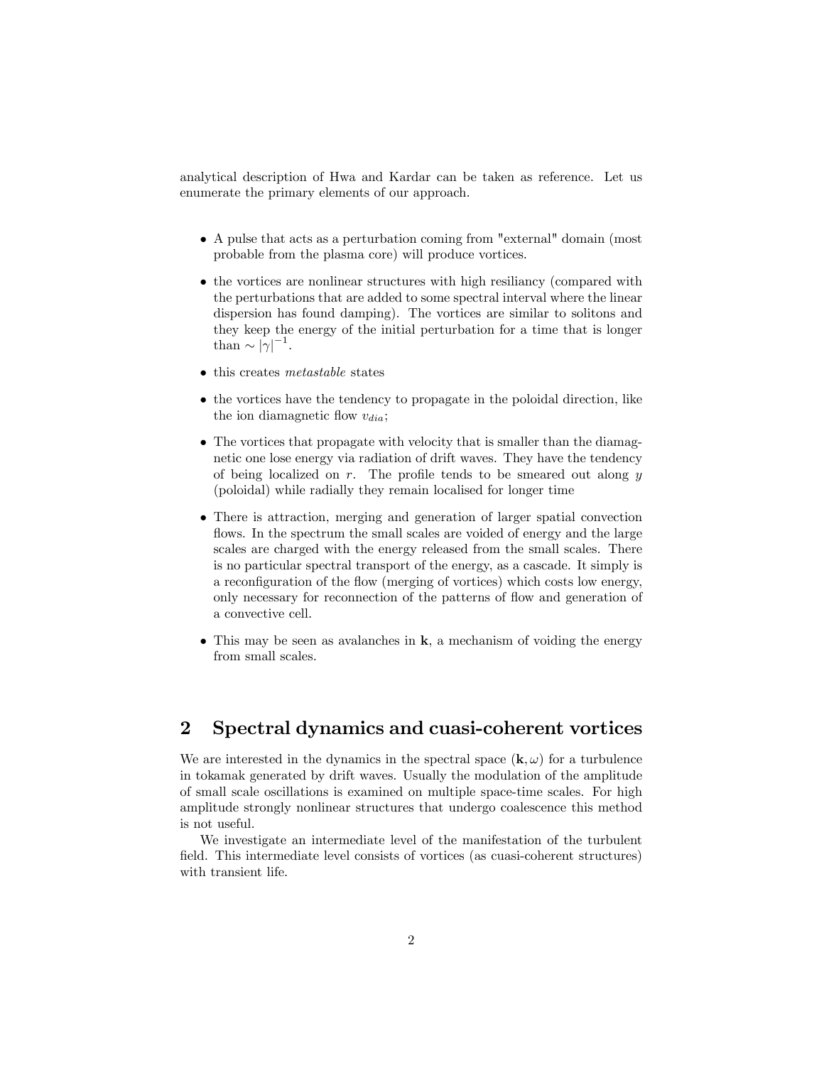analytical description of Hwa and Kardar can be taken as reference. Let us enumerate the primary elements of our approach.

- A pulse that acts as a perturbation coming from "external" domain (most probable from the plasma core) will produce vortices.
- the vortices are nonlinear structures with high resiliancy (compared with the perturbations that are added to some spectral interval where the linear dispersion has found damping). The vortices are similar to solitons and they keep the energy of the initial perturbation for a time that is longer than $\sim |\gamma|^{-1}$.
- this creates *metastable* states
- the vortices have the tendency to propagate in the poloidal direction, like the ion diamagnetic flow $v_{dia}$;
- The vortices that propagate with velocity that is smaller than the diamagnetic one lose energy via radiation of drift waves. They have the tendency of being localized on $r$. The profile tends to be smeared out along $y$ (poloidal) while radially they remain localised for longer time
- There is attraction, merging and generation of larger spatial convection flows. In the spectrum the small scales are voided of energy and the large scales are charged with the energy released from the small scales. There is no particular spectral transport of the energy, as a cascade. It simply is a reconfiguration of the flow (merging of vortices) which costs low energy, only necessary for reconnection of the patterns of flow and generation of a convective cell.
- This may be seen as avalanches in $\mathbf{k}$, a mechanism of voiding the energy from small scales.

## 2 Spectral dynamics and cuasi-coherent vortices

We are interested in the dynamics in the spectral space $(\mathbf{k}, \omega)$ for a turbulence in tokamak generated by drift waves. Usually the modulation of the amplitude of small scale oscillations is examined on multiple space-time scales. For high amplitude strongly nonlinear structures that undergo coalescence this method is not useful.

We investigate an intermediate level of the manifestation of the turbulent field. This intermediate level consists of vortices (as cuasi-coherent structures) with transient life.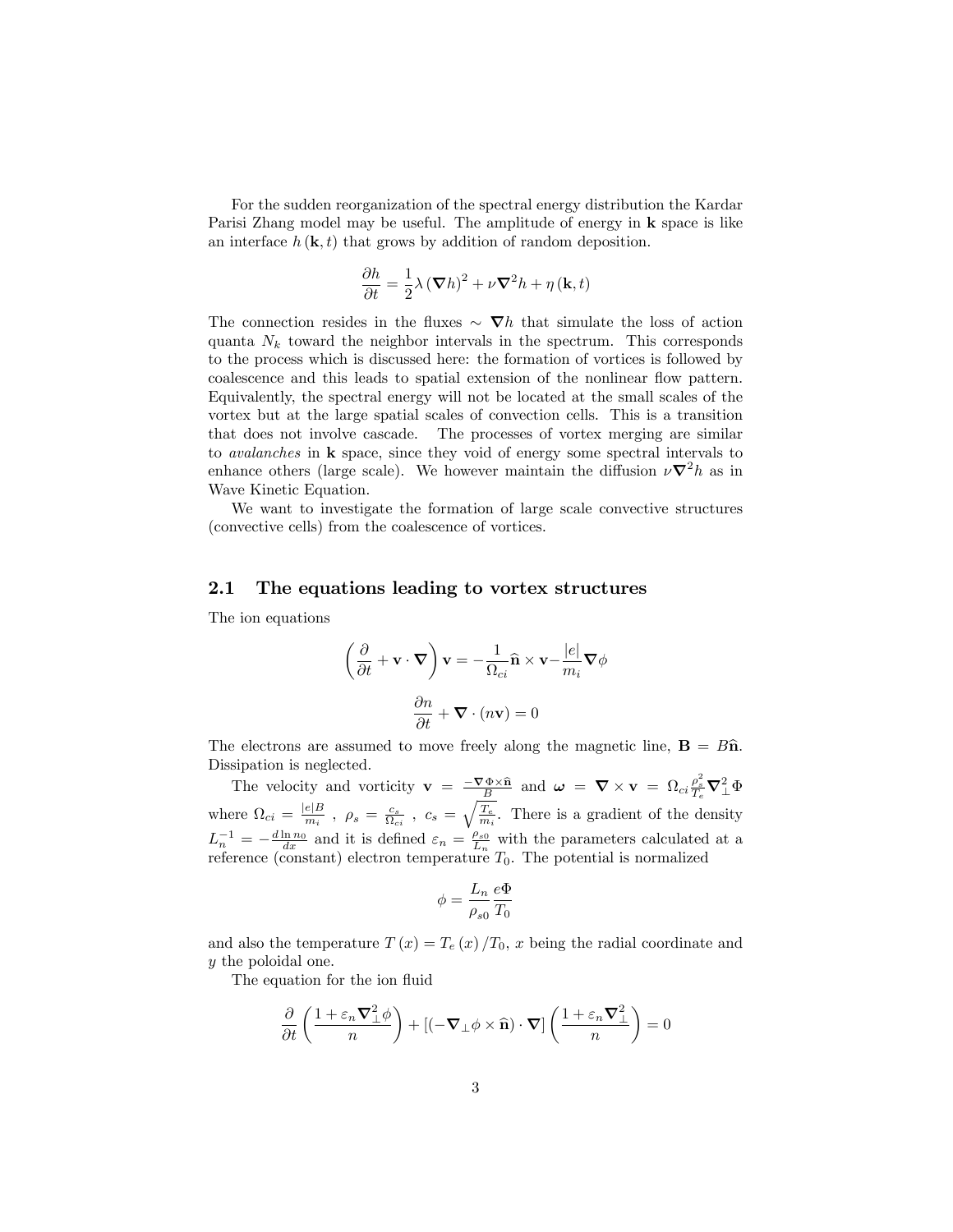For the sudden reorganization of the spectral energy distribution the Kardar Parisi Zhang model may be useful. The amplitude of energy in $\mathbf{k}$ space is like an interface $h(\mathbf{k},t)$ that grows by addition of random deposition.

$$\frac{\partial h}{\partial t} = \frac{1}{2}\lambda \left(\boldsymbol{\nabla} h\right)^2 + \nu \boldsymbol{\nabla}^2 h + \eta(\mathbf{k},t)$$

The connection resides in the fluxes $\sim \boldsymbol{\nabla} h$ that simulate the loss of action quanta $N_k$ toward the neighbor intervals in the spectrum. This corresponds to the process which is discussed here: the formation of vortices is followed by coalescence and this leads to spatial extension of the nonlinear flow pattern. Equivalently, the spectral energy will not be located at the small scales of the vortex but at the large spatial scales of convection cells. This is a transition that does not involve cascade. The processes of vortex merging are similar to *avalanches* in $\mathbf{k}$ space, since they void of energy some spectral intervals to enhance others (large scale). We however maintain the diffusion $\nu \boldsymbol{\nabla}^2 h$ as in Wave Kinetic Equation.

We want to investigate the formation of large scale convective structures (convective cells) from the coalescence of vortices.

## 2.1 The equations leading to vortex structures

The ion equations

$$\left(\frac{\partial}{\partial t} + \mathbf{v}\cdot\boldsymbol{\nabla}\right)\mathbf{v} = -\frac{1}{\Omega_{ci}}\widehat{\mathbf{n}}\times\mathbf{v} - \frac{|e|}{m_i}\boldsymbol{\nabla}\phi$$

$$\frac{\partial n}{\partial t} + \boldsymbol{\nabla}\cdot(n\mathbf{v}) = 0$$

The electrons are assumed to move freely along the magnetic line, $\mathbf{B} = B\widehat{\mathbf{n}}$. Dissipation is neglected.

The velocity and vorticity $\mathbf{v} = \frac{-\boldsymbol{\nabla}\Phi\times\widehat{\mathbf{n}}}{B}$ and $\boldsymbol{\omega} = \boldsymbol{\nabla}\times\mathbf{v} = \Omega_{ci}\frac{\rho_s^2}{T_e}\boldsymbol{\nabla}_\perp^2\Phi$ where $\Omega_{ci} = \frac{|e|B}{m_i}$ , $\rho_s = \frac{c_s}{\Omega_{ci}}$ , $c_s = \sqrt{\frac{T_e}{m_i}}$. There is a gradient of the density $L_n^{-1} = -\frac{d\ln n_0}{dx}$ and it is defined $\varepsilon_n = \frac{\rho_{s0}}{L_n}$ with the parameters calculated at a reference (constant) electron temperature $T_0$. The potential is normalized

$$\phi = \frac{L_n}{\rho_{s0}}\frac{e\Phi}{T_0}$$

and also the temperature $T(x) = T_e(x)/T_0$, $x$ being the radial coordinate and $y$ the poloidal one.

The equation for the ion fluid

$$\frac{\partial}{\partial t}\left(\frac{1+\varepsilon_n\boldsymbol{\nabla}_\perp^2\phi}{n}\right) + \left[\left(-\boldsymbol{\nabla}_\perp\phi\times\widehat{\mathbf{n}}\right)\cdot\boldsymbol{\nabla}\right]\left(\frac{1+\varepsilon_n\boldsymbol{\nabla}_\perp^2}{n}\right) = 0$$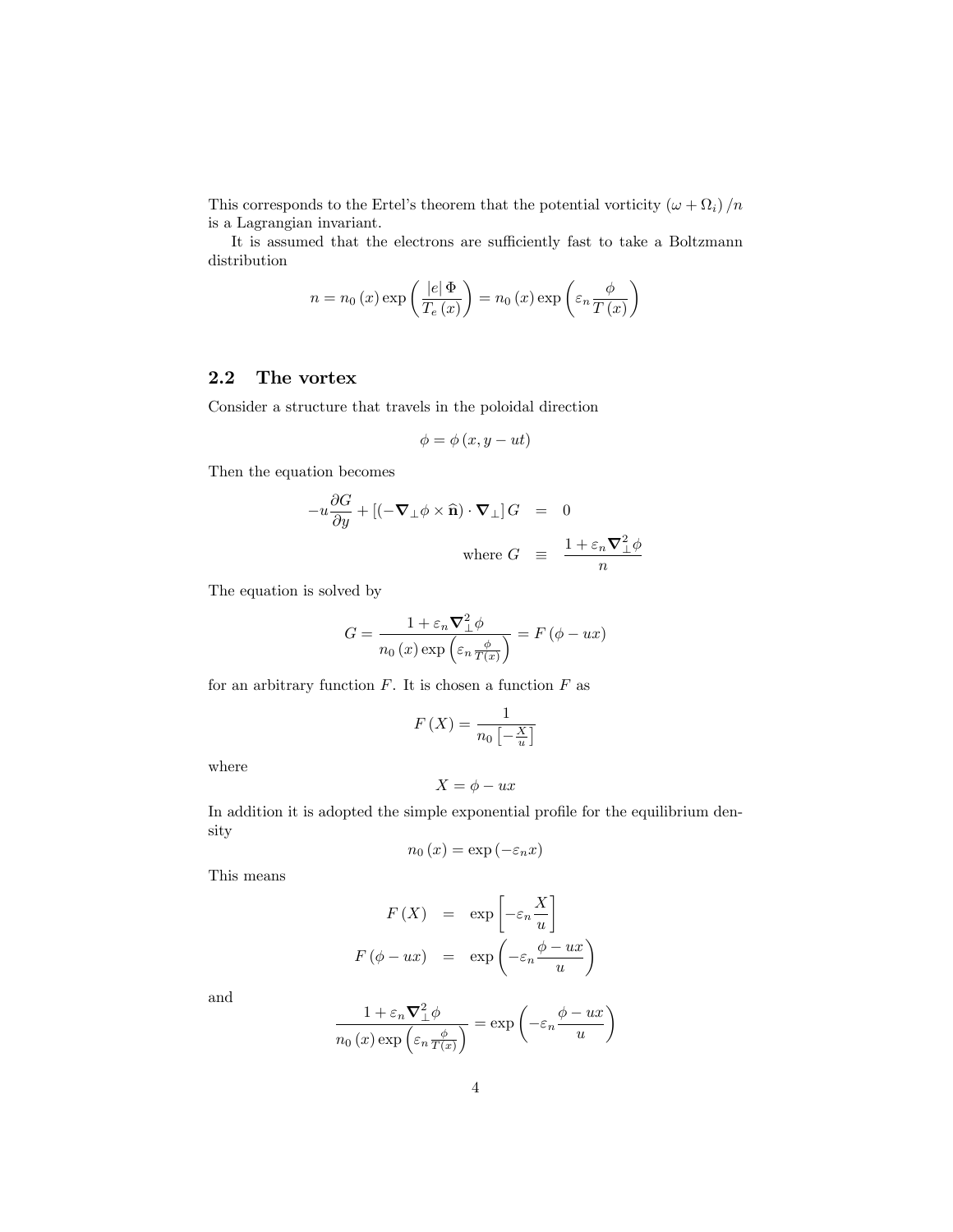This corresponds to the Ertel's theorem that the potential vorticity $(\omega + \Omega_i)/n$ is a Lagrangian invariant.

It is assumed that the electrons are sufficiently fast to take a Boltzmann distribution

$$n = n_0(x) \exp\left(\frac{|e| \Phi}{T_e(x)}\right) = n_0(x) \exp\left(\varepsilon_n \frac{\phi}{T(x)}\right)$$

## 2.2 The vortex

Consider a structure that travels in the poloidal direction

$$\phi = \phi(x, y - ut)$$

Then the equation becomes

$$\begin{aligned} -u\frac{\partial G}{\partial y} + \left[\left(-\nabla_\perp \phi \times \widehat{\mathbf{n}}\right) \cdot \nabla_\perp\right] G &= 0 \\ \text{where } G &\equiv \frac{1 + \varepsilon_n \nabla_\perp^2 \phi}{n} \end{aligned}$$

The equation is solved by

$$G = \frac{1 + \varepsilon_n \nabla_\perp^2 \phi}{n_0(x) \exp\left(\varepsilon_n \frac{\phi}{T(x)}\right)} = F(\phi - ux)$$

for an arbitrary function $F$. It is chosen a function $F$ as

$$F(X) = \frac{1}{n_0\left[-\frac{X}{u}\right]}$$

where

$$X = \phi - ux$$

In addition it is adopted the simple exponential profile for the equilibrium density

$$n_0(x) = \exp(-\varepsilon_n x)$$

This means

$$\begin{aligned} F(X) &= \exp\left[-\varepsilon_n \frac{X}{u}\right] \\ F(\phi - ux) &= \exp\left(-\varepsilon_n \frac{\phi - ux}{u}\right) \end{aligned}$$

and

$$\frac{1 + \varepsilon_n \nabla_\perp^2 \phi}{n_0(x) \exp\left(\varepsilon_n \frac{\phi}{T(x)}\right)} = \exp\left(-\varepsilon_n \frac{\phi - ux}{u}\right)$$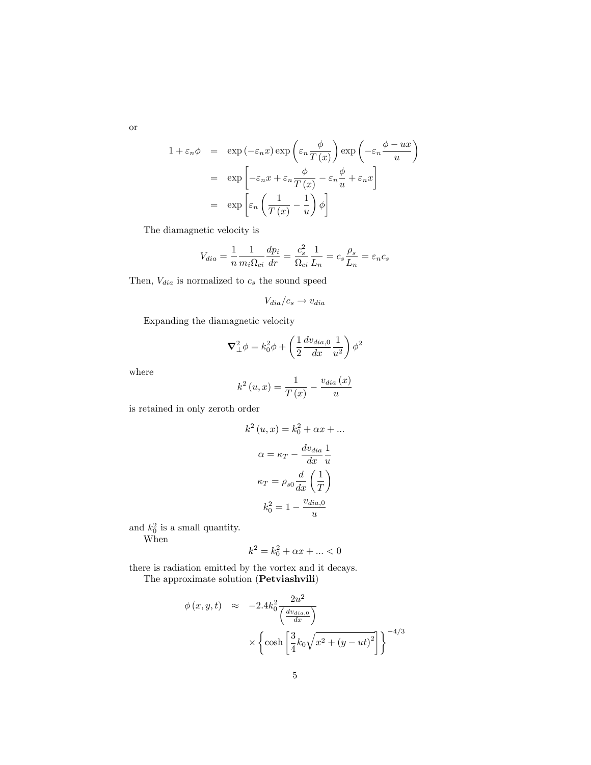or

$$
\begin{aligned}
1+\varepsilon_n \phi &= \exp\left(-\varepsilon_n x\right) \exp\left(\varepsilon_n \frac{\phi}{T(x)}\right) \exp\left(-\varepsilon_n \frac{\phi - ux}{u}\right) \\
&= \exp\left[-\varepsilon_n x + \varepsilon_n \frac{\phi}{T(x)} - \varepsilon_n \frac{\phi}{u} + \varepsilon_n x\right] \\
&= \exp\left[\varepsilon_n \left(\frac{1}{T(x)} - \frac{1}{u}\right)\phi\right]
\end{aligned}
$$

The diamagnetic velocity is

$$
V_{dia} = \frac{1}{n}\frac{1}{m_i \Omega_{ci}} \frac{dp_i}{dr} = \frac{c_s^2}{\Omega_{ci}} \frac{1}{L_n} = c_s \frac{\rho_s}{L_n} = \varepsilon_n c_s
$$

Then, $V_{dia}$ is normalized to $c_s$ the sound speed

$$
V_{dia}/c_s \rightarrow v_{dia}
$$

Expanding the diamagnetic velocity

$$
\boldsymbol{\nabla}_\perp^2 \phi = k_0^2 \phi + \left(\frac{1}{2}\frac{dv_{dia,0}}{dx}\frac{1}{u^2}\right)\phi^2
$$

where

$$
k^2(u,x) = \frac{1}{T(x)} - \frac{v_{dia}(x)}{u}
$$

is retained in only zeroth order

$$
k^2(u,x) = k_0^2 + \alpha x + ...
$$

$$
\alpha = \kappa_T - \frac{dv_{dia}}{dx}\frac{1}{u}
$$

$$
\kappa_T = \rho_{s0}\frac{d}{dx}\left(\frac{1}{T}\right)
$$

$$
k_0^2 = 1 - \frac{v_{dia,0}}{u}
$$

and $k_0^2$ is a small quantity.

When

$$
k^2 = k_0^2 + \alpha x + ... < 0
$$

there is radiation emitted by the vortex and it decays.

The approximate solution (**Petviashvili**)

$$
\begin{aligned}
\phi(x,y,t) &\approx -2.4 k_0^2 \frac{2u^2}{\left(\frac{dv_{dia,0}}{dx}\right)} \\
&\quad \times \left\{\cosh\left[\frac{3}{4}k_0\sqrt{x^2 + (y-ut)^2}\right]\right\}^{-4/3}
\end{aligned}
$$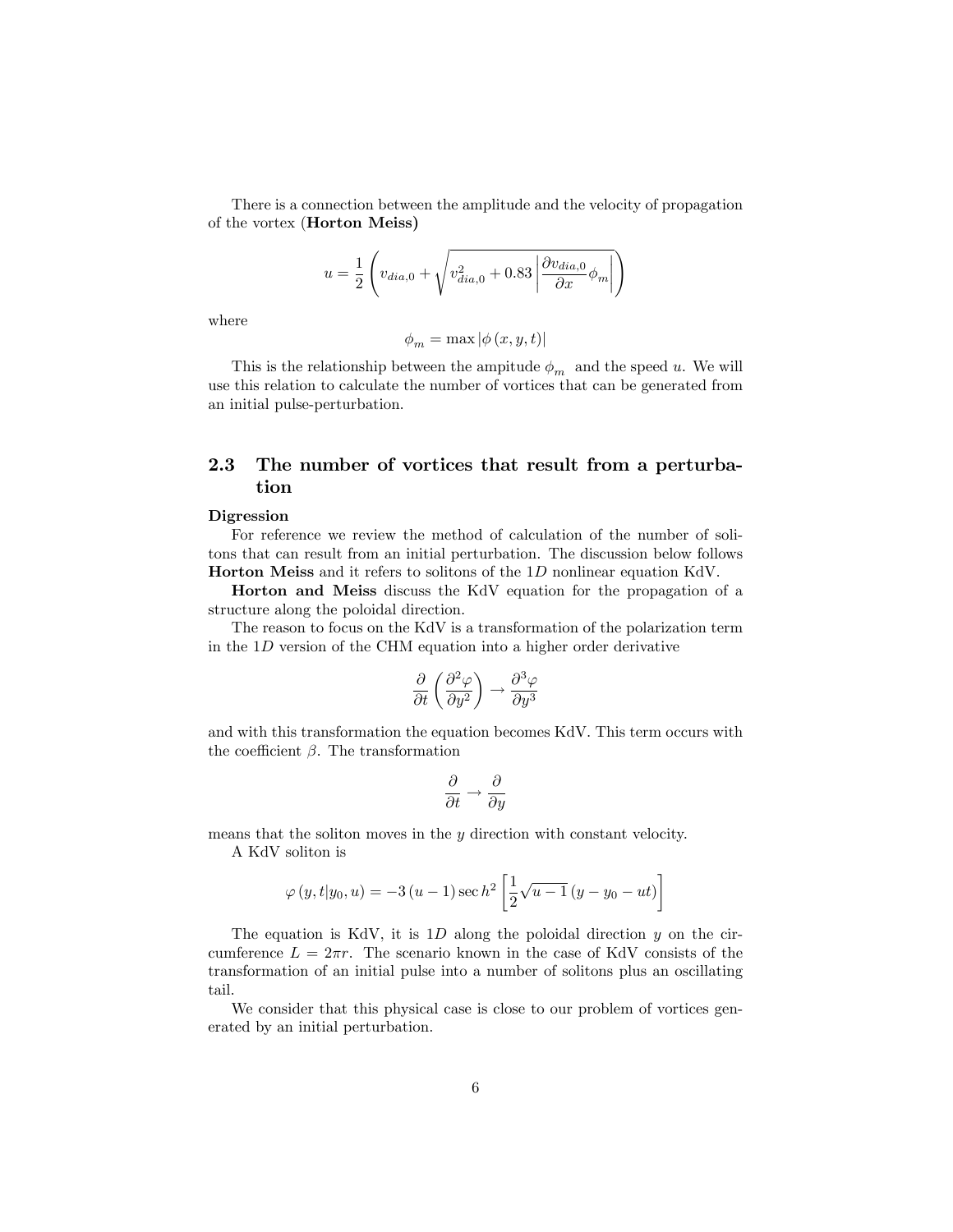There is a connection between the amplitude and the velocity of propagation of the vortex (**Horton Meiss**)

$$u = \frac{1}{2}\left(v_{dia,0} + \sqrt{v_{dia,0}^2 + 0.83\left|\frac{\partial v_{dia,0}}{\partial x}\phi_m\right|}\right)$$

where

$$\phi_m = \max\left|\phi\left(x,y,t\right)\right|$$

This is the relationship between the ampitude $\phi_m$ and the speed $u$. We will use this relation to calculate the number of vortices that can be generated from an initial pulse-perturbation.

## 2.3 The number of vortices that result from a perturbation

**Digression**

For reference we review the method of calculation of the number of solitons that can result from an initial perturbation. The discussion below follows **Horton Meiss** and it refers to solitons of the $1D$ nonlinear equation KdV.

**Horton and Meiss** discuss the KdV equation for the propagation of a structure along the poloidal direction.

The reason to focus on the KdV is a transformation of the polarization term in the $1D$ version of the CHM equation into a higher order derivative

$$\frac{\partial}{\partial t}\left(\frac{\partial^2\varphi}{\partial y^2}\right) \rightarrow \frac{\partial^3\varphi}{\partial y^3}$$

and with this transformation the equation becomes KdV. This term occurs with the coefficient $\beta$. The transformation

$$\frac{\partial}{\partial t} \rightarrow \frac{\partial}{\partial y}$$

means that the soliton moves in the $y$ direction with constant velocity.

A KdV soliton is

$$\varphi\left(y,t|y_0,u\right) = -3\left(u-1\right)\sec h^2\left[\frac{1}{2}\sqrt{u-1}\left(y-y_0-ut\right)\right]$$

The equation is KdV, it is $1D$ along the poloidal direction $y$ on the circumference $L = 2\pi r$. The scenario known in the case of KdV consists of the transformation of an initial pulse into a number of solitons plus an oscillating tail.

We consider that this physical case is close to our problem of vortices generated by an initial perturbation.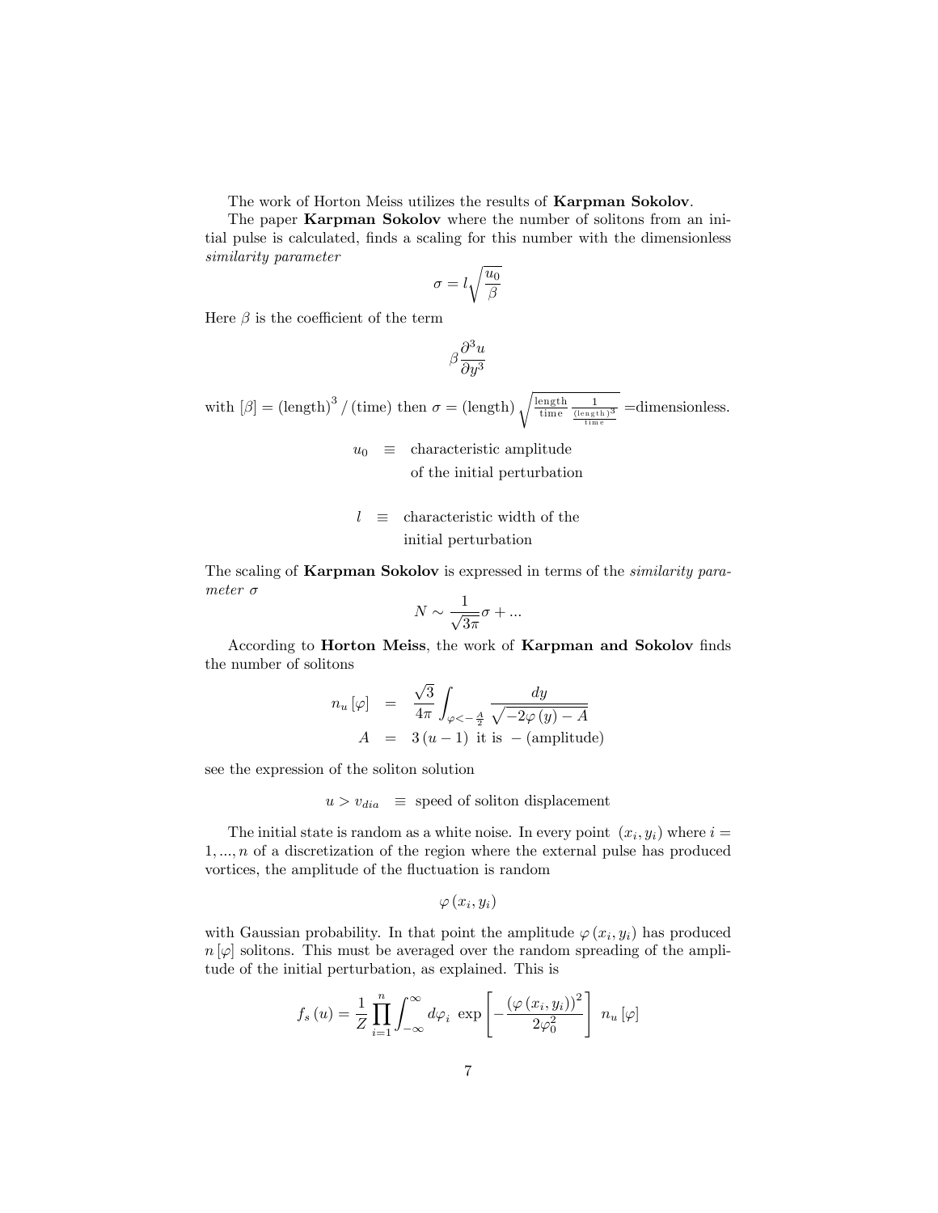The work of Horton Meiss utilizes the results of **Karpman Sokolov**.

The paper **Karpman Sokolov** where the number of solitons from an initial pulse is calculated, finds a scaling for this number with the dimensionless *similarity parameter*

$$\sigma = l\sqrt{\frac{u_0}{\beta}}$$

Here $\beta$ is the coefficient of the term

$$\beta\frac{\partial^3 u}{\partial y^3}$$

with $[\beta] = (\text{length})^3 / (\text{time})$ then $\sigma = (\text{length})\sqrt{\frac{\text{length}}{\text{time}}\frac{1}{\frac{(\text{length})^3}{\text{time}}}}$ =dimensionless.

$$\begin{aligned} u_0 &\equiv \text{characteristic amplitude} \\ &\quad\ \text{of the initial perturbation} \end{aligned}$$

$$\begin{aligned} l &\equiv \text{characteristic width of the} \\ &\quad\ \text{initial perturbation} \end{aligned}$$

The scaling of **Karpman Sokolov** is expressed in terms of the *similarity parameter* $\sigma$

$$N \sim \frac{1}{\sqrt{3}\pi}\sigma + ...$$

According to **Horton Meiss**, the work of **Karpman and Sokolov** finds the number of solitons

$$\begin{aligned} n_u[\varphi] &= \frac{\sqrt{3}}{4\pi}\int_{\varphi<-\frac{A}{2}}\frac{dy}{\sqrt{-2\varphi(y) - A}} \\ A &= 3(u-1) \text{ it is } -(\text{amplitude}) \end{aligned}$$

see the expression of the soliton solution

$$u > v_{dia} \ \equiv \ \text{speed of soliton displacement}$$

The initial state is random as a white noise. In every point $(x_i, y_i)$ where $i = 1, ..., n$ of a discretization of the region where the external pulse has produced vortices, the amplitude of the fluctuation is random

$$\varphi(x_i, y_i)$$

with Gaussian probability. In that point the amplitude $\varphi(x_i, y_i)$ has produced $n[\varphi]$ solitons. This must be averaged over the random spreading of the amplitude of the initial perturbation, as explained. This is

$$f_s(u) = \frac{1}{Z}\prod_{i=1}^{n}\int_{-\infty}^{\infty} d\varphi_i \ \exp\left[-\frac{(\varphi(x_i, y_i))^2}{2\varphi_0^2}\right] \ n_u[\varphi]$$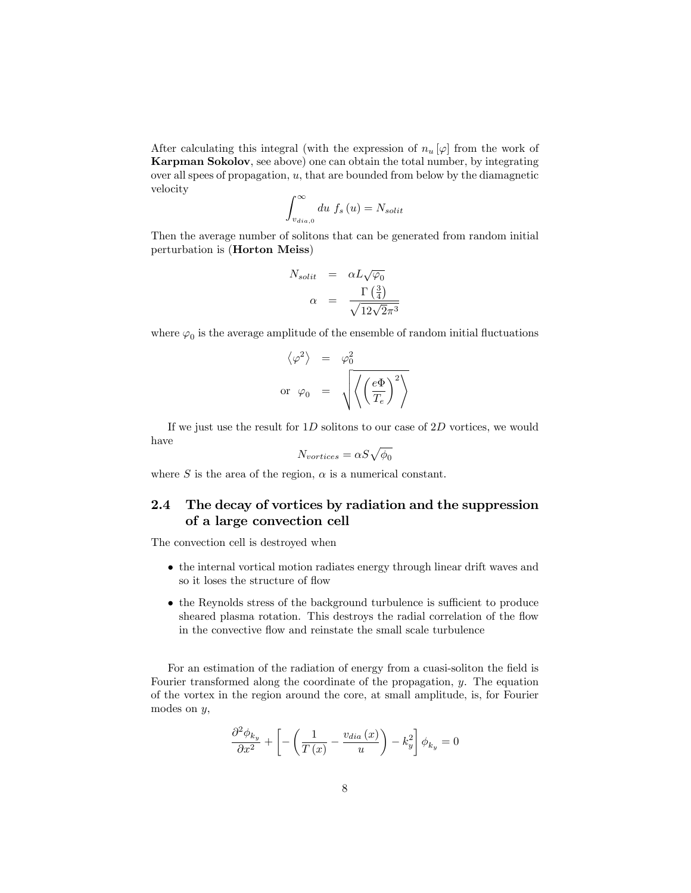After calculating this integral (with the expression of $n_u[\varphi]$ from the work of **Karpman Sokolov**, see above) one can obtain the total number, by integrating over all spees of propagation, $u$, that are bounded from below by the diamagnetic velocity

$$\int_{v_{dia,0}}^{\infty} du\ f_s(u) = N_{solit}$$

Then the average number of solitons that can be generated from random initial perturbation is (**Horton Meiss**)

$$
\begin{aligned}
N_{solit} &= \alpha L \sqrt{\varphi_0} \\
\alpha &= \frac{\Gamma\left(\frac{3}{4}\right)}{\sqrt{12\sqrt{2}\pi^3}}
\end{aligned}
$$

where $\varphi_0$ is the average amplitude of the ensemble of random initial fluctuations

$$
\begin{aligned}
\left\langle \varphi^2 \right\rangle &= \varphi_0^2 \\
\text{or } \ \varphi_0 &= \sqrt{\left\langle \left( \frac{e\Phi}{T_e} \right)^2 \right\rangle}
\end{aligned}
$$

If we just use the result for $1D$ solitons to our case of $2D$ vortices, we would have

$$N_{vortices} = \alpha S \sqrt{\phi_0}$$

where $S$ is the area of the region, $\alpha$ is a numerical constant.

## 2.4 The decay of vortices by radiation and the suppression of a large convection cell

The convection cell is destroyed when

- the internal vortical motion radiates energy through linear drift waves and so it loses the structure of flow
- the Reynolds stress of the background turbulence is sufficient to produce sheared plasma rotation. This destroys the radial correlation of the flow in the convective flow and reinstate the small scale turbulence

For an estimation of the radiation of energy from a cuasi-soliton the field is Fourier transformed along the coordinate of the propagation, $y$. The equation of the vortex in the region around the core, at small amplitude, is, for Fourier modes on $y$,

$$\frac{\partial^2 \phi_{k_y}}{\partial x^2} + \left[ -\left( \frac{1}{T(x)} - \frac{v_{dia}(x)}{u} \right) - k_y^2 \right] \phi_{k_y} = 0$$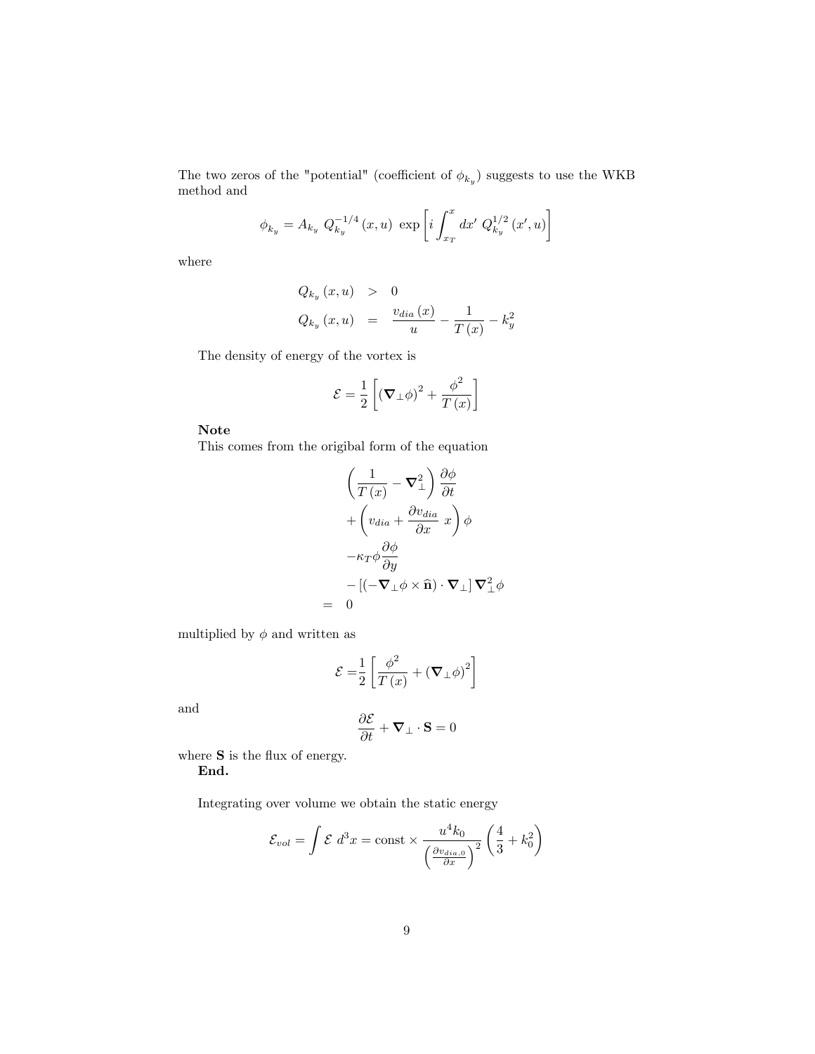The two zeros of the "potential" (coefficient of $\phi_{k_y}$) suggests to use the WKB method and

$$\phi_{k_y} = A_{k_y} \; Q_{k_y}^{-1/4}(x,u) \; \exp\left[ i \int_{x_T}^{x} dx' \; Q_{k_y}^{1/2}(x',u) \right]$$

where

$$\begin{aligned} Q_{k_y}(x,u) &> 0 \\ Q_{k_y}(x,u) &= \frac{v_{dia}(x)}{u} - \frac{1}{T(x)} - k_y^2 \end{aligned}$$

The density of energy of the vortex is

$$\mathcal{E} = \frac{1}{2}\left[ (\nabla_\perp \phi)^2 + \frac{\phi^2}{T(x)} \right]$$

**Note**

This comes from the origibal form of the equation

$$\begin{aligned} & \left( \frac{1}{T(x)} - \nabla_\perp^2 \right) \frac{\partial \phi}{\partial t} \\ & + \left( v_{dia} + \frac{\partial v_{dia}}{\partial x} \; x \right) \phi \\ & - \kappa_T \phi \frac{\partial \phi}{\partial y} \\ & - \left[ \left( -\nabla_\perp \phi \times \widehat{\mathbf{n}} \right) \cdot \nabla_\perp \right] \nabla_\perp^2 \phi \\ = & \;\; 0 \end{aligned}$$

multiplied by $\phi$ and written as

$$\mathcal{E} = \frac{1}{2}\left[ \frac{\phi^2}{T(x)} + (\nabla_\perp \phi)^2 \right]$$

and

$$\frac{\partial \mathcal{E}}{\partial t} + \nabla_\perp \cdot \mathbf{S} = 0$$

where $\mathbf{S}$ is the flux of energy.

**End.**

Integrating over volume we obtain the static energy

$$\mathcal{E}_{vol} = \int \mathcal{E} \; d^3x = \text{const} \times \frac{u^4 k_0}{\left( \frac{\partial v_{dia,0}}{\partial x} \right)^2} \left( \frac{4}{3} + k_0^2 \right)$$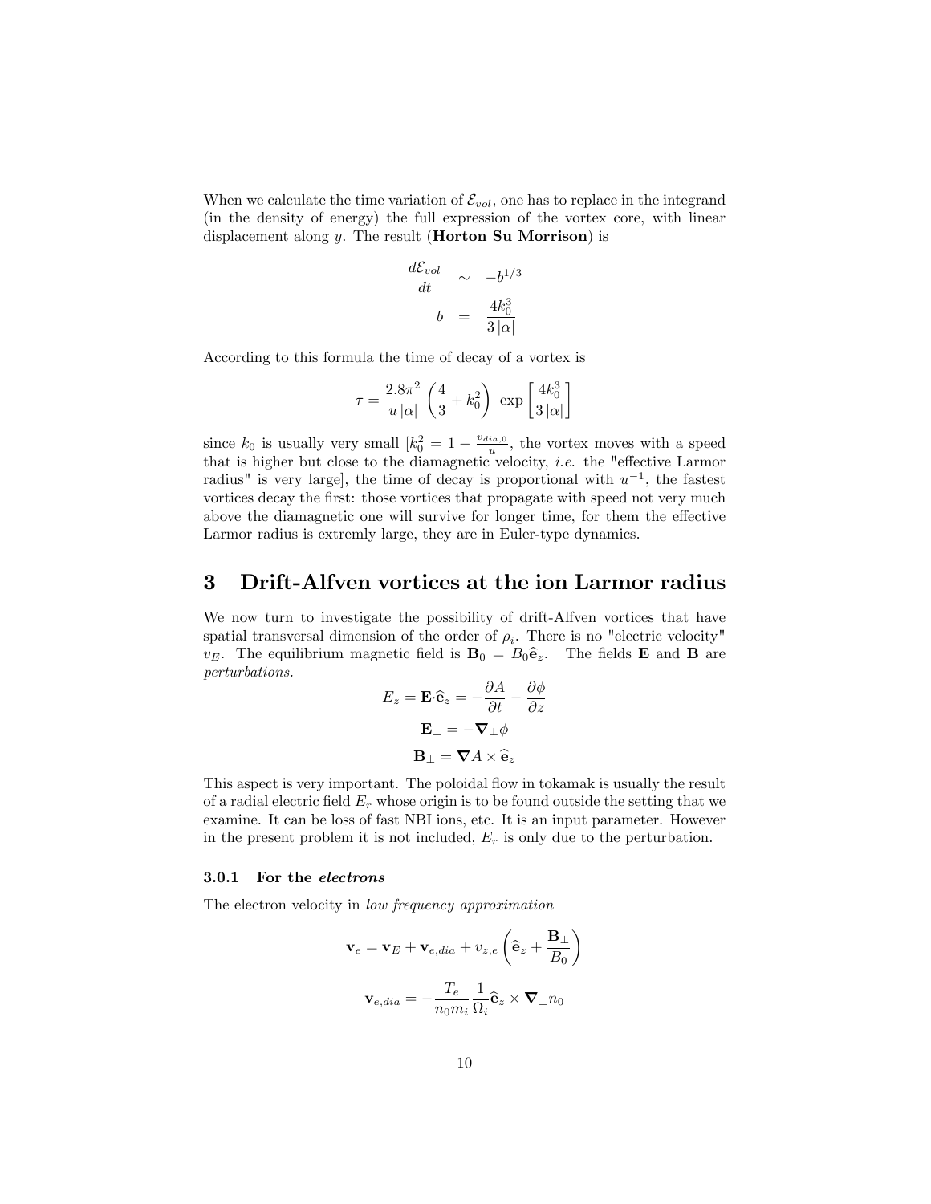When we calculate the time variation of $\mathcal{E}_{vol}$, one has to replace in the integrand (in the density of energy) the full expression of the vortex core, with linear displacement along $y$. The result (**Horton Su Morrison**) is

$$\begin{aligned}\frac{d\mathcal{E}_{vol}}{dt} &\sim -b^{1/3} \\ b &= \frac{4k_0^3}{3\,|\alpha|}\end{aligned}$$

According to this formula the time of decay of a vortex is

$$\tau = \frac{2.8\pi^2}{u\,|\alpha|}\left(\frac{4}{3}+k_0^2\right)\ \exp\left[\frac{4k_0^3}{3\,|\alpha|}\right]$$

since $k_0$ is usually very small [$k_0^2 = 1 - \frac{v_{dia,0}}{u}$, the vortex moves with a speed that is higher but close to the diamagnetic velocity, *i.e.* the "effective Larmor radius" is very large], the time of decay is proportional with $u^{-1}$, the fastest vortices decay the first: those vortices that propagate with speed not very much above the diamagnetic one will survive for longer time, for them the effective Larmor radius is extremly large, they are in Euler-type dynamics.

# 3 Drift-Alfven vortices at the ion Larmor radius

We now turn to investigate the possibility of drift-Alfven vortices that have spatial transversal dimension of the order of $\rho_i$. There is no "electric velocity" $v_E$. The equilibrium magnetic field is $\mathbf{B}_0 = B_0\widehat{\mathbf{e}}_z$. The fields $\mathbf{E}$ and $\mathbf{B}$ are *perturbations.*

$$E_z = \mathbf{E}\cdot\widehat{\mathbf{e}}_z = -\frac{\partial A}{\partial t} - \frac{\partial \phi}{\partial z}$$

$$\mathbf{E}_\perp = -\boldsymbol{\nabla}_\perp \phi$$

$$\mathbf{B}_\perp = \boldsymbol{\nabla} A \times \widehat{\mathbf{e}}_z$$

This aspect is very important. The poloidal flow in tokamak is usually the result of a radial electric field $E_r$ whose origin is to be found outside the setting that we examine. It can be loss of fast NBI ions, etc. It is an input parameter. However in the present problem it is not included, $E_r$ is only due to the perturbation.

### 3.0.1 For the *electrons*

The electron velocity in *low frequency approximation*

$$\mathbf{v}_e = \mathbf{v}_E + \mathbf{v}_{e,dia} + v_{z,e}\left(\widehat{\mathbf{e}}_z + \frac{\mathbf{B}_\perp}{B_0}\right)$$

$$\mathbf{v}_{e,dia} = -\frac{T_e}{n_0 m_i}\frac{1}{\Omega_i}\widehat{\mathbf{e}}_z \times \boldsymbol{\nabla}_\perp n_0$$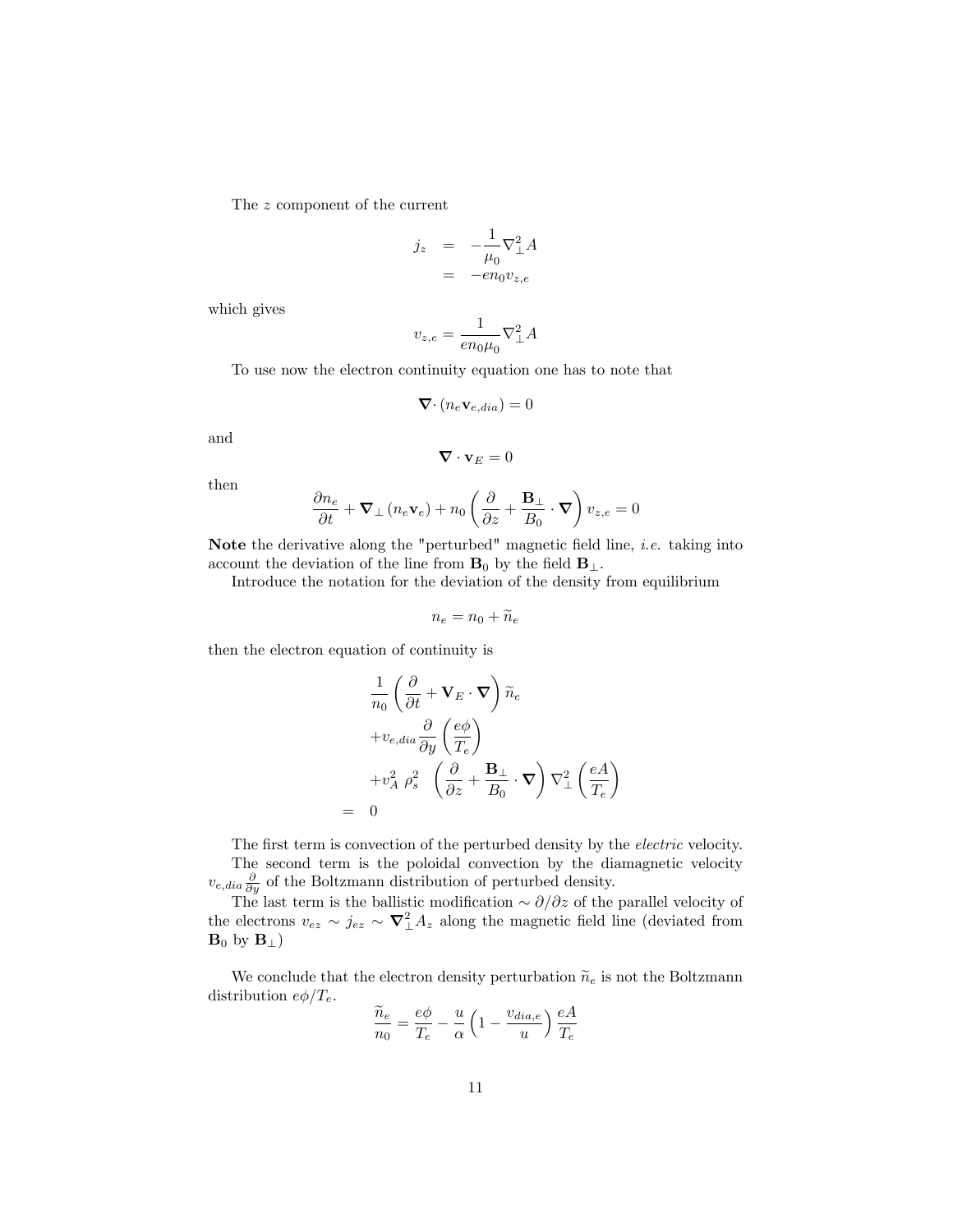The $z$ component of the current

$$
\begin{aligned}
j_z &= -\frac{1}{\mu_0}\nabla_\perp^2 A \\
&= -en_0 v_{z,e}
\end{aligned}
$$

which gives

$$
v_{z,e} = \frac{1}{en_0\mu_0}\nabla_\perp^2 A
$$

To use now the electron continuity equation one has to note that

$$
\boldsymbol{\nabla}\cdot(n_e \mathbf{v}_{e,dia}) = 0
$$

and

$$
\boldsymbol{\nabla}\cdot\mathbf{v}_E = 0
$$

then

$$
\frac{\partial n_e}{\partial t} + \boldsymbol{\nabla}_\perp(n_e\mathbf{v}_e) + n_0\left(\frac{\partial}{\partial z} + \frac{\mathbf{B}_\perp}{B_0}\cdot\boldsymbol{\nabla}\right)v_{z,e} = 0
$$

**Note** the derivative along the "perturbed" magnetic field line, *i.e.* taking into account the deviation of the line from $\mathbf{B}_0$ by the field $\mathbf{B}_\perp$.

Introduce the notation for the deviation of the density from equilibrium

$$
n_e = n_0 + \widetilde{n}_e
$$

then the electron equation of continuity is

$$
\begin{aligned}
&\frac{1}{n_0}\left(\frac{\partial}{\partial t} + \mathbf{V}_E\cdot\boldsymbol{\nabla}\right)\widetilde{n}_e \\
&+v_{e,dia}\frac{\partial}{\partial y}\left(\frac{e\phi}{T_e}\right) \\
&+v_A^2\ \rho_s^2\ \left(\frac{\partial}{\partial z} + \frac{\mathbf{B}_\perp}{B_0}\cdot\boldsymbol{\nabla}\right)\nabla_\perp^2\left(\frac{eA}{T_e}\right) \\
=&\ \ 0
\end{aligned}
$$

The first term is convection of the perturbed density by the *electric* velocity.

The second term is the poloidal convection by the diamagnetic velocity $v_{e,dia}\frac{\partial}{\partial y}$ of the Boltzmann distribution of perturbed density.

The last term is the ballistic modification $\sim \partial/\partial z$ of the parallel velocity of the electrons $v_{ez} \sim j_{ez} \sim \boldsymbol{\nabla}_\perp^2 A_z$ along the magnetic field line (deviated from $\mathbf{B}_0$ by $\mathbf{B}_\perp$)

We conclude that the electron density perturbation $\widetilde{n}_e$ is not the Boltzmann distribution $e\phi/T_e$.

$$
\frac{\widetilde{n}_e}{n_0} = \frac{e\phi}{T_e} - \frac{u}{\alpha}\left(1 - \frac{v_{dia,e}}{u}\right)\frac{eA}{T_e}
$$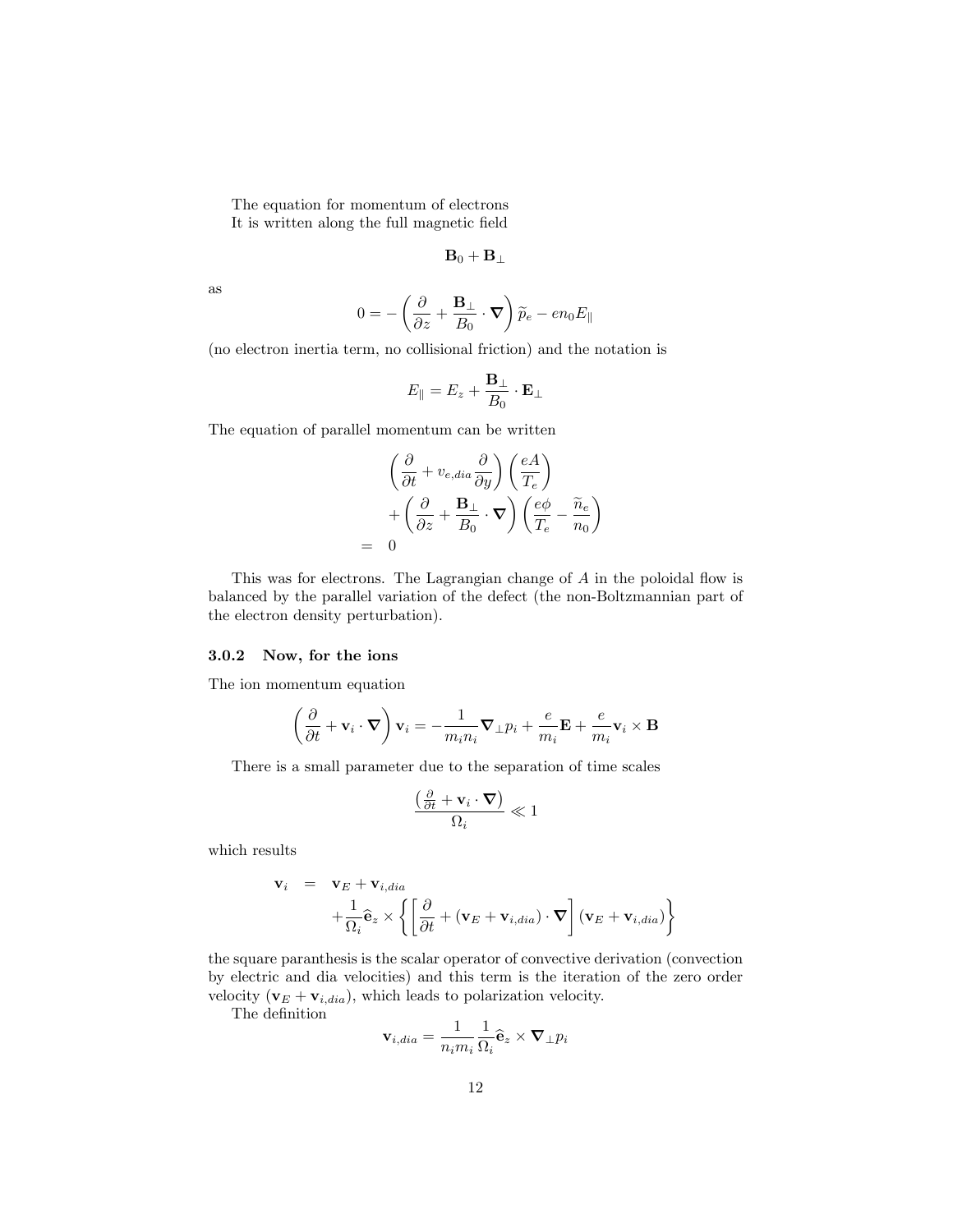The equation for momentum of electrons

It is written along the full magnetic field

$$\mathbf{B}_0 + \mathbf{B}_\perp$$

as

$$0 = -\left( \frac{\partial}{\partial z} + \frac{\mathbf{B}_\perp}{B_0} \cdot \boldsymbol{\nabla} \right) \widetilde{p}_e - e n_0 E_\parallel$$

(no electron inertia term, no collisional friction) and the notation is

$$E_\parallel = E_z + \frac{\mathbf{B}_\perp}{B_0} \cdot \mathbf{E}_\perp$$

The equation of parallel momentum can be written

$$\begin{aligned}
& \left( \frac{\partial}{\partial t} + v_{e,dia} \frac{\partial}{\partial y} \right) \left( \frac{eA}{T_e} \right) \\
& + \left( \frac{\partial}{\partial z} + \frac{\mathbf{B}_\perp}{B_0} \cdot \boldsymbol{\nabla} \right) \left( \frac{e\phi}{T_e} - \frac{\widetilde{n}_e}{n_0} \right) \\
= & \ 0
\end{aligned}$$

This was for electrons. The Lagrangian change of $A$ in the poloidal flow is balanced by the parallel variation of the defect (the non-Boltzmannian part of the electron density perturbation).

### 3.0.2 Now, for the ions

The ion momentum equation

$$\left( \frac{\partial}{\partial t} + \mathbf{v}_i \cdot \boldsymbol{\nabla} \right) \mathbf{v}_i = -\frac{1}{m_i n_i} \boldsymbol{\nabla}_\perp p_i + \frac{e}{m_i} \mathbf{E} + \frac{e}{m_i} \mathbf{v}_i \times \mathbf{B}$$

There is a small parameter due to the separation of time scales

$$\frac{\left( \frac{\partial}{\partial t} + \mathbf{v}_i \cdot \boldsymbol{\nabla} \right)}{\Omega_i} \ll 1$$

which results

$$\begin{aligned}
\mathbf{v}_i = & \ \mathbf{v}_E + \mathbf{v}_{i,dia} \\
& + \frac{1}{\Omega_i} \widehat{\mathbf{e}}_z \times \left\{ \left[ \frac{\partial}{\partial t} + \left( \mathbf{v}_E + \mathbf{v}_{i,dia} \right) \cdot \boldsymbol{\nabla} \right] \left( \mathbf{v}_E + \mathbf{v}_{i,dia} \right) \right\}
\end{aligned}$$

the square paranthesis is the scalar operator of convective derivation (convection by electric and dia velocities) and this term is the iteration of the zero order velocity $(\mathbf{v}_E + \mathbf{v}_{i,dia})$, which leads to polarization velocity.

The definition

$$\mathbf{v}_{i,dia} = \frac{1}{n_i m_i} \frac{1}{\Omega_i} \widehat{\mathbf{e}}_z \times \boldsymbol{\nabla}_\perp p_i$$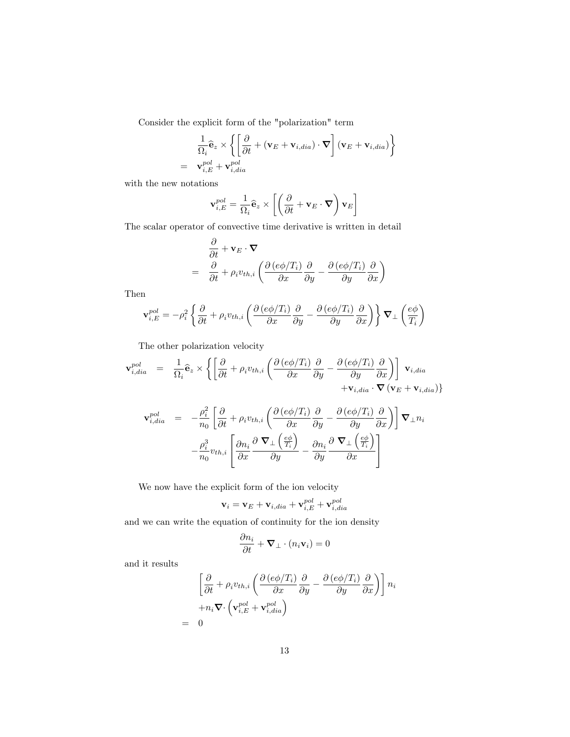Consider the explicit form of the "polarization" term

$$
\begin{aligned}
& \frac{1}{\Omega_i}\widehat{\mathbf{e}}_z \times \left\{ \left[ \frac{\partial}{\partial t} + \left(\mathbf{v}_E + \mathbf{v}_{i,dia}\right)\cdot \boldsymbol{\nabla} \right] \left(\mathbf{v}_E + \mathbf{v}_{i,dia}\right) \right\} \\
= \;\; & \mathbf{v}_{i,E}^{pol} + \mathbf{v}_{i,dia}^{pol}
\end{aligned}
$$

with the new notations

$$
\mathbf{v}_{i,E}^{pol} = \frac{1}{\Omega_i}\widehat{\mathbf{e}}_z \times \left[ \left( \frac{\partial}{\partial t} + \mathbf{v}_E \cdot \boldsymbol{\nabla} \right) \mathbf{v}_E \right]
$$

The scalar operator of convective time derivative is written in detail

$$
\begin{aligned}
& \frac{\partial}{\partial t} + \mathbf{v}_E \cdot \boldsymbol{\nabla} \\
= \;\; & \frac{\partial}{\partial t} + \rho_i v_{th,i} \left( \frac{\partial\left(e\phi/T_i\right)}{\partial x}\frac{\partial}{\partial y} - \frac{\partial\left(e\phi/T_i\right)}{\partial y}\frac{\partial}{\partial x} \right)
\end{aligned}
$$

Then

$$
\mathbf{v}_{i,E}^{pol} = -\rho_i^2 \left\{ \frac{\partial}{\partial t} + \rho_i v_{th,i} \left( \frac{\partial\left(e\phi/T_i\right)}{\partial x}\frac{\partial}{\partial y} - \frac{\partial\left(e\phi/T_i\right)}{\partial y}\frac{\partial}{\partial x} \right) \right\} \boldsymbol{\nabla}_\perp \left( \frac{e\phi}{T_i} \right)
$$

The other polarization velocity

$$
\begin{aligned}
\mathbf{v}_{i,dia}^{pol} = \;\; & \frac{1}{\Omega_i}\widehat{\mathbf{e}}_z \times \left\{ \left[ \frac{\partial}{\partial t} + \rho_i v_{th,i} \left( \frac{\partial\left(e\phi/T_i\right)}{\partial x}\frac{\partial}{\partial y} - \frac{\partial\left(e\phi/T_i\right)}{\partial y}\frac{\partial}{\partial x} \right) \right] \mathbf{v}_{i,dia} \right. \\
& \left. + \mathbf{v}_{i,dia} \cdot \boldsymbol{\nabla}\left(\mathbf{v}_E + \mathbf{v}_{i,dia}\right) \right\}
\end{aligned}
$$

$$
\begin{aligned}
\mathbf{v}_{i,dia}^{pol} = \;\; & -\frac{\rho_i^2}{n_0} \left[ \frac{\partial}{\partial t} + \rho_i v_{th,i} \left( \frac{\partial\left(e\phi/T_i\right)}{\partial x}\frac{\partial}{\partial y} - \frac{\partial\left(e\phi/T_i\right)}{\partial y}\frac{\partial}{\partial x} \right) \right] \boldsymbol{\nabla}_\perp n_i \\
& -\frac{\rho_i^3}{n_0} v_{th,i} \left[ \frac{\partial n_i}{\partial x} \frac{\partial \; \boldsymbol{\nabla}_\perp \left(\frac{e\phi}{T_i}\right)}{\partial y} - \frac{\partial n_i}{\partial y} \frac{\partial \; \boldsymbol{\nabla}_\perp \left(\frac{e\phi}{T_i}\right)}{\partial x} \right]
\end{aligned}
$$

We now have the explicit form of the ion velocity

$$
\mathbf{v}_i = \mathbf{v}_E + \mathbf{v}_{i,dia} + \mathbf{v}_{i,E}^{pol} + \mathbf{v}_{i,dia}^{pol}
$$

and we can write the equation of continuity for the ion density

$$
\frac{\partial n_i}{\partial t} + \boldsymbol{\nabla}_\perp \cdot \left(n_i \mathbf{v}_i\right) = 0
$$

and it results

$$
\begin{aligned}
& \left[ \frac{\partial}{\partial t} + \rho_i v_{th,i} \left( \frac{\partial\left(e\phi/T_i\right)}{\partial x}\frac{\partial}{\partial y} - \frac{\partial\left(e\phi/T_i\right)}{\partial y}\frac{\partial}{\partial x} \right) \right] n_i \\
& + n_i \boldsymbol{\nabla} \cdot \left( \mathbf{v}_{i,E}^{pol} + \mathbf{v}_{i,dia}^{pol} \right) \\
= \;\; & 0
\end{aligned}
$$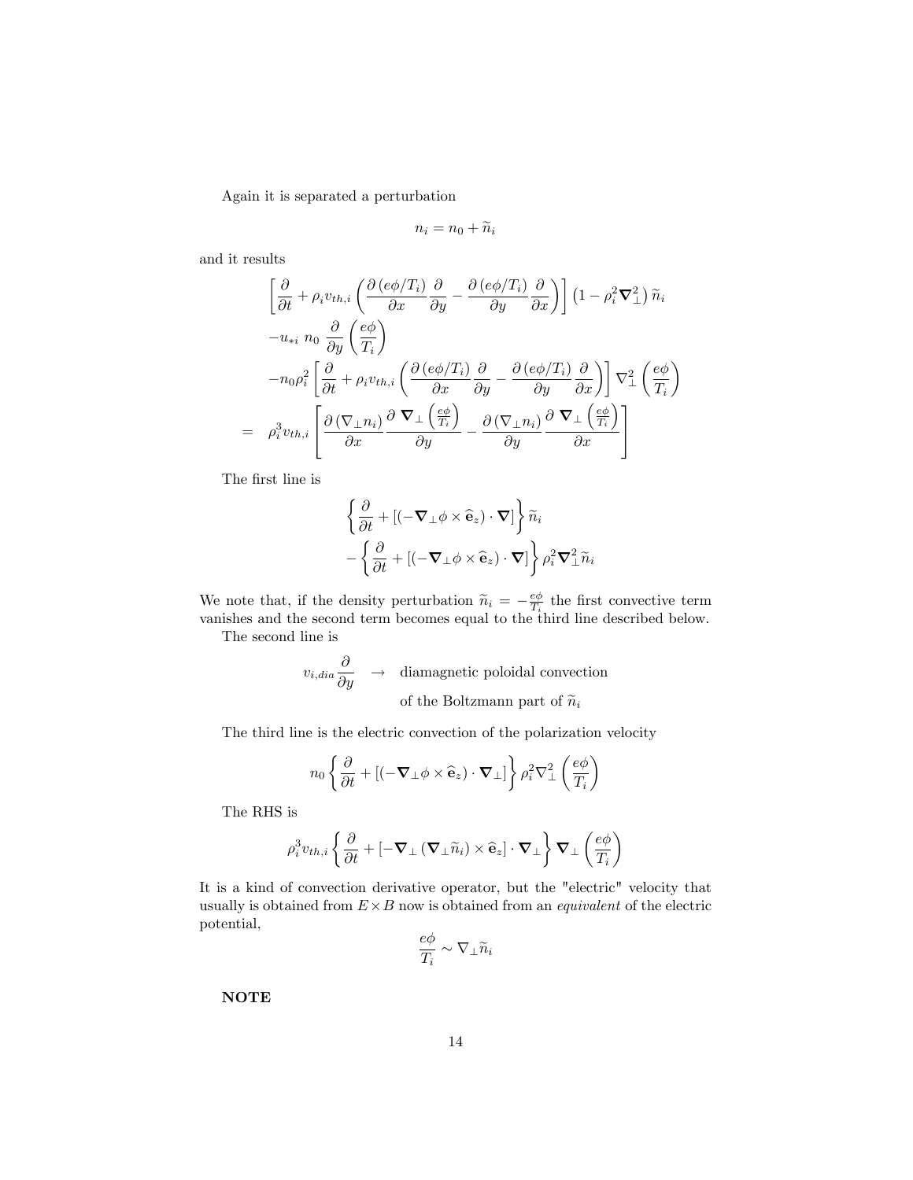Again it is separated a perturbation

$$n_i = n_0 + \widetilde{n}_i$$

and it results

$$\begin{aligned}
& \left[ \frac{\partial}{\partial t} + \rho_i v_{th,i} \left( \frac{\partial \left( e\phi / T_i \right)}{\partial x} \frac{\partial}{\partial y} - \frac{\partial \left( e\phi / T_i \right)}{\partial y} \frac{\partial}{\partial x} \right) \right] \left( 1 - \rho_i^2 \boldsymbol{\nabla}_\perp^2 \right) \widetilde{n}_i \\
& - u_{*i} \; n_0 \; \frac{\partial}{\partial y} \left( \frac{e\phi}{T_i} \right) \\
& - n_0 \rho_i^2 \left[ \frac{\partial}{\partial t} + \rho_i v_{th,i} \left( \frac{\partial \left( e\phi / T_i \right)}{\partial x} \frac{\partial}{\partial y} - \frac{\partial \left( e\phi / T_i \right)}{\partial y} \frac{\partial}{\partial x} \right) \right] \nabla_\perp^2 \left( \frac{e\phi}{T_i} \right) \\
= \quad & \rho_i^3 v_{th,i} \left[ \frac{\partial \left( \nabla_\perp n_i \right)}{\partial x} \frac{\partial \; \boldsymbol{\nabla}_\perp \left( \frac{e\phi}{T_i} \right)}{\partial y} - \frac{\partial \left( \nabla_\perp n_i \right)}{\partial y} \frac{\partial \; \boldsymbol{\nabla}_\perp \left( \frac{e\phi}{T_i} \right)}{\partial x} \right]
\end{aligned}$$

The first line is

$$\begin{aligned}
& \left\{ \frac{\partial}{\partial t} + \left[ \left( -\boldsymbol{\nabla}_\perp \phi \times \widehat{\mathbf{e}}_z \right) \cdot \boldsymbol{\nabla} \right] \right\} \widetilde{n}_i \\
& - \left\{ \frac{\partial}{\partial t} + \left[ \left( -\boldsymbol{\nabla}_\perp \phi \times \widehat{\mathbf{e}}_z \right) \cdot \boldsymbol{\nabla} \right] \right\} \rho_i^2 \boldsymbol{\nabla}_\perp^2 \widetilde{n}_i
\end{aligned}$$

We note that, if the density perturbation $\widetilde{n}_i = -\frac{e\phi}{T_i}$ the first convective term vanishes and the second term becomes equal to the third line described below.

The second line is

$$v_{i,dia} \frac{\partial}{\partial y} \quad \rightarrow \quad \text{diamagnetic poloidal convection of the Boltzmann part of } \widetilde{n}_i$$

The third line is the electric convection of the polarization velocity

$$n_0 \left\{ \frac{\partial}{\partial t} + \left[ \left( -\boldsymbol{\nabla}_\perp \phi \times \widehat{\mathbf{e}}_z \right) \cdot \boldsymbol{\nabla}_\perp \right] \right\} \rho_i^2 \nabla_\perp^2 \left( \frac{e\phi}{T_i} \right)$$

The RHS is

$$\rho_i^3 v_{th,i} \left\{ \frac{\partial}{\partial t} + \left[ -\boldsymbol{\nabla}_\perp \left( \boldsymbol{\nabla}_\perp \widetilde{n}_i \right) \times \widehat{\mathbf{e}}_z \right] \cdot \boldsymbol{\nabla}_\perp \right\} \boldsymbol{\nabla}_\perp \left( \frac{e\phi}{T_i} \right)$$

It is a kind of convection derivative operator, but the "electric" velocity that usually is obtained from $E \times B$ now is obtained from an *equivalent* of the electric potential,

$$\frac{e\phi}{T_i} \sim \nabla_\perp \widetilde{n}_i$$

**NOTE**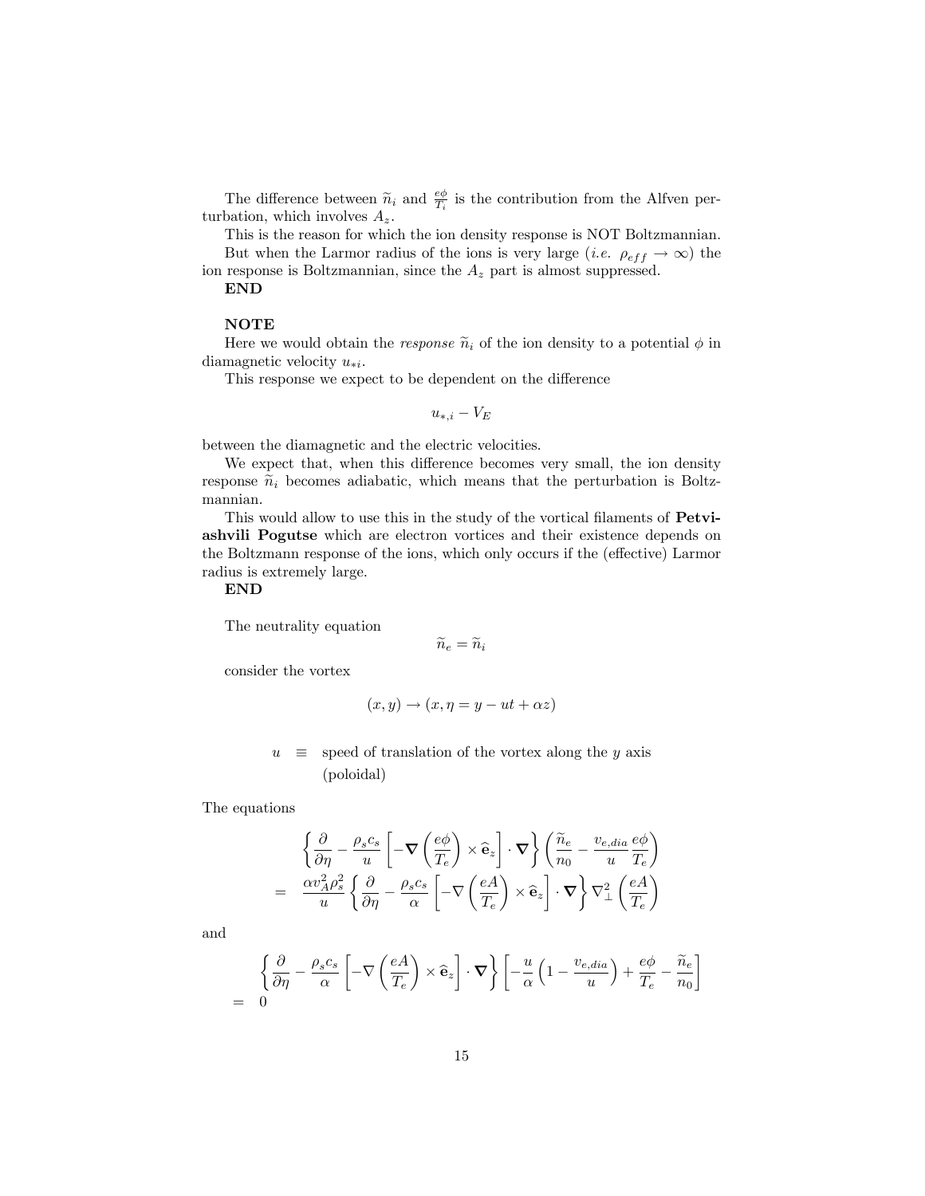The difference between $\widetilde{n}_i$ and $\frac{e\phi}{T_i}$ is the contribution from the Alfven perturbation, which involves $A_z$.

This is the reason for which the ion density response is NOT Boltzmannian.

But when the Larmor radius of the ions is very large (*i.e.* $\rho_{eff} \to \infty$) the ion response is Boltzmannian, since the $A_z$ part is almost suppressed.

**END**

**NOTE**

Here we would obtain the *response* $\widetilde{n}_i$ of the ion density to a potential $\phi$ in diamagnetic velocity $u_{*i}$.

This response we expect to be dependent on the difference

$$u_{*,i} - V_E$$

between the diamagnetic and the electric velocities.

We expect that, when this difference becomes very small, the ion density response $\widetilde{n}_i$ becomes adiabatic, which means that the perturbation is Boltzmannian.

This would allow to use this in the study of the vortical filaments of **Petviashvili Pogutse** which are electron vortices and their existence depends on the Boltzmann response of the ions, which only occurs if the (effective) Larmor radius is extremely large.

**END**

The neutrality equation

$$\widetilde{n}_e = \widetilde{n}_i$$

consider the vortex

$$(x, y) \to (x, \eta = y - ut + \alpha z)$$

$$u \equiv \text{speed of translation of the vortex along the } y \text{ axis (poloidal)}$$

The equations

$$\begin{aligned}
&\left\{ \frac{\partial}{\partial \eta} - \frac{\rho_s c_s}{u} \left[ -\boldsymbol{\nabla} \left( \frac{e\phi}{T_e} \right) \times \widehat{\mathbf{e}}_z \right] \cdot \boldsymbol{\nabla} \right\} \left( \frac{\widetilde{n}_e}{n_0} - \frac{v_{e,dia}}{u} \frac{e\phi}{T_e} \right) \\
= \; & \frac{\alpha v_A^2 \rho_s^2}{u} \left\{ \frac{\partial}{\partial \eta} - \frac{\rho_s c_s}{\alpha} \left[ -\nabla \left( \frac{eA}{T_e} \right) \times \widehat{\mathbf{e}}_z \right] \cdot \boldsymbol{\nabla} \right\} \nabla_\perp^2 \left( \frac{eA}{T_e} \right)
\end{aligned}$$

and

$$\begin{aligned}
&\left\{ \frac{\partial}{\partial \eta} - \frac{\rho_s c_s}{\alpha} \left[ -\nabla \left( \frac{eA}{T_e} \right) \times \widehat{\mathbf{e}}_z \right] \cdot \boldsymbol{\nabla} \right\} \left[ -\frac{u}{\alpha} \left( 1 - \frac{v_{e,dia}}{u} \right) + \frac{e\phi}{T_e} - \frac{\widetilde{n}_e}{n_0} \right] \\
= \; & 0
\end{aligned}$$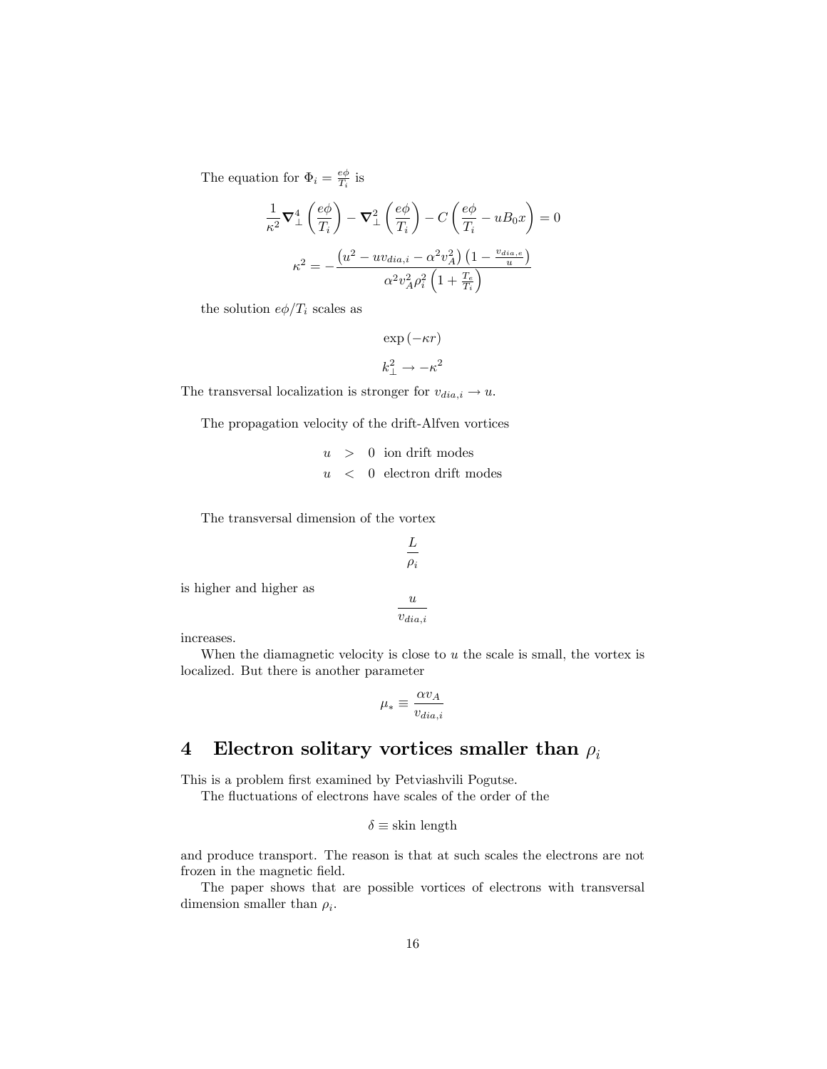The equation for $\Phi_i = \frac{e\phi}{T_i}$ is

$$\frac{1}{\kappa^2}\nabla_\perp^4\left(\frac{e\phi}{T_i}\right) - \nabla_\perp^2\left(\frac{e\phi}{T_i}\right) - C\left(\frac{e\phi}{T_i} - uB_0 x\right) = 0$$

$$\kappa^2 = -\frac{\left(u^2 - uv_{dia,i} - \alpha^2 v_A^2\right)\left(1 - \frac{v_{dia,e}}{u}\right)}{\alpha^2 v_A^2 \rho_i^2 \left(1 + \frac{T_e}{T_i}\right)}$$

the solution $e\phi/T_i$ scales as

$$\exp\left(-\kappa r\right)$$

$$k_\perp^2 \to -\kappa^2$$

The transversal localization is stronger for $v_{dia,i} \to u$.

The propagation velocity of the drift-Alfven vortices

$$\begin{aligned} u &> 0 \text{ ion drift modes} \\ u &< 0 \text{ electron drift modes} \end{aligned}$$

The transversal dimension of the vortex

$$\frac{L}{\rho_i}$$

is higher and higher as

$$\frac{u}{v_{dia,i}}$$

increases.

When the diamagnetic velocity is close to $u$ the scale is small, the vortex is localized. But there is another parameter

$$\mu_* \equiv \frac{\alpha v_A}{v_{dia,i}}$$

# 4 Electron solitary vortices smaller than $\rho_i$

This is a problem first examined by Petviashvili Pogutse.

The fluctuations of electrons have scales of the order of the

$$\delta \equiv \text{skin length}$$

and produce transport. The reason is that at such scales the electrons are not frozen in the magnetic field.

The paper shows that are possible vortices of electrons with transversal dimension smaller than $\rho_i$.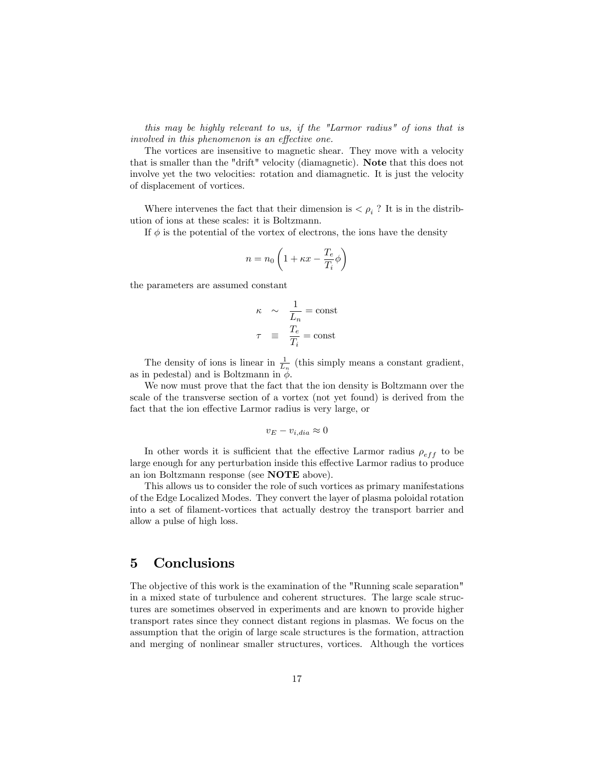*this may be highly relevant to us, if the "Larmor radius" of ions that is involved in this phenomenon is an effective one.*

The vortices are insensitive to magnetic shear. They move with a velocity that is smaller than the "drift" velocity (diamagnetic). **Note** that this does not involve yet the two velocities: rotation and diamagnetic. It is just the velocity of displacement of vortices.

Where intervenes the fact that their dimension is $< \rho_i$ ? It is in the distribution of ions at these scales: it is Boltzmann.

If $\phi$ is the potential of the vortex of electrons, the ions have the density

$$n = n_0 \left( 1 + \kappa x - \frac{T_e}{T_i} \phi \right)$$

the parameters are assumed constant

$$\begin{aligned} \kappa &\sim \frac{1}{L_n} = \text{const} \\ \tau &\equiv \frac{T_e}{T_i} = \text{const} \end{aligned}$$

The density of ions is linear in $\frac{1}{L_n}$ (this simply means a constant gradient, as in pedestal) and is Boltzmann in $\phi$.

We now must prove that the fact that the ion density is Boltzmann over the scale of the transverse section of a vortex (not yet found) is derived from the fact that the ion effective Larmor radius is very large, or

$$v_E - v_{i,dia} \approx 0$$

In other words it is sufficient that the effective Larmor radius $\rho_{eff}$ to be large enough for any perturbation inside this effective Larmor radius to produce an ion Boltzmann response (see **NOTE** above).

This allows us to consider the role of such vortices as primary manifestations of the Edge Localized Modes. They convert the layer of plasma poloidal rotation into a set of filament-vortices that actually destroy the transport barrier and allow a pulse of high loss.

## 5 Conclusions

The objective of this work is the examination of the "Running scale separation" in a mixed state of turbulence and coherent structures. The large scale structures are sometimes observed in experiments and are known to provide higher transport rates since they connect distant regions in plasmas. We focus on the assumption that the origin of large scale structures is the formation, attraction and merging of nonlinear smaller structures, vortices. Although the vortices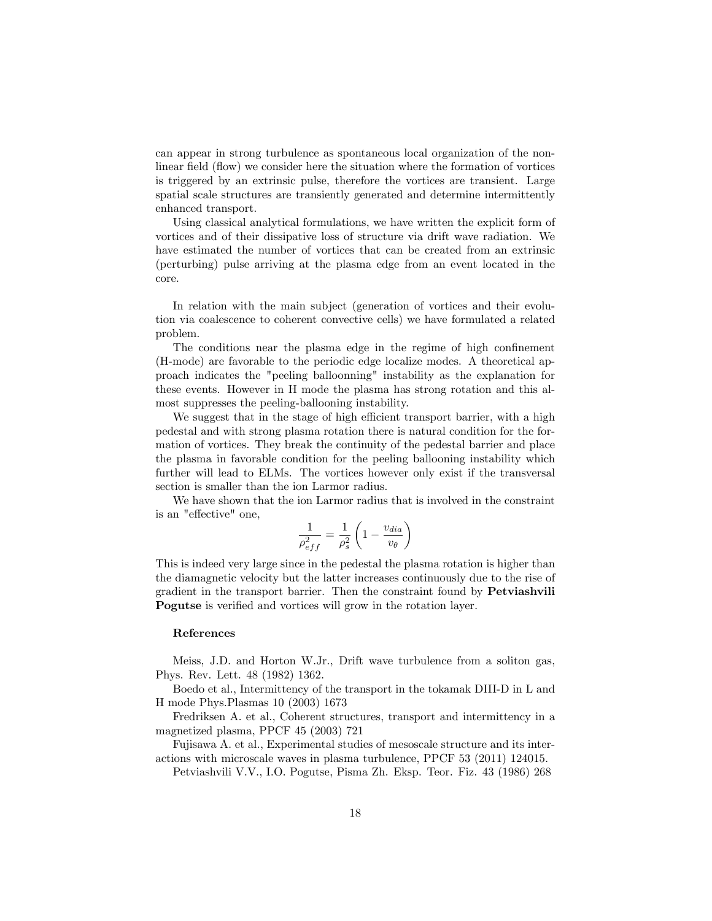can appear in strong turbulence as spontaneous local organization of the nonlinear field (flow) we consider here the situation where the formation of vortices is triggered by an extrinsic pulse, therefore the vortices are transient. Large spatial scale structures are transiently generated and determine intermittently enhanced transport.

Using classical analytical formulations, we have written the explicit form of vortices and of their dissipative loss of structure via drift wave radiation. We have estimated the number of vortices that can be created from an extrinsic (perturbing) pulse arriving at the plasma edge from an event located in the core.

In relation with the main subject (generation of vortices and their evolution via coalescence to coherent convective cells) we have formulated a related problem.

The conditions near the plasma edge in the regime of high confinement (H-mode) are favorable to the periodic edge localize modes. A theoretical approach indicates the "peeling balloonning" instability as the explanation for these events. However in H mode the plasma has strong rotation and this almost suppresses the peeling-ballooning instability.

We suggest that in the stage of high efficient transport barrier, with a high pedestal and with strong plasma rotation there is natural condition for the formation of vortices. They break the continuity of the pedestal barrier and place the plasma in favorable condition for the peeling ballooning instability which further will lead to ELMs. The vortices however only exist if the transversal section is smaller than the ion Larmor radius.

We have shown that the ion Larmor radius that is involved in the constraint is an "effective" one,

$$\frac{1}{\rho_{eff}^2} = \frac{1}{\rho_s^2}\left(1 - \frac{v_{dia}}{v_\theta}\right)$$

This is indeed very large since in the pedestal the plasma rotation is higher than the diamagnetic velocity but the latter increases continuously due to the rise of gradient in the transport barrier. Then the constraint found by **Petviashvili Pogutse** is verified and vortices will grow in the rotation layer.

### References

Meiss, J.D. and Horton W.Jr., Drift wave turbulence from a soliton gas, Phys. Rev. Lett. 48 (1982) 1362.

Boedo et al., Intermittency of the transport in the tokamak DIII-D in L and H mode Phys.Plasmas 10 (2003) 1673

Fredriksen A. et al., Coherent structures, transport and intermittency in a magnetized plasma, PPCF 45 (2003) 721

Fujisawa A. et al., Experimental studies of mesoscale structure and its interactions with microscale waves in plasma turbulence, PPCF 53 (2011) 124015.

Petviashvili V.V., I.O. Pogutse, Pisma Zh. Eksp. Teor. Fiz. 43 (1986) 268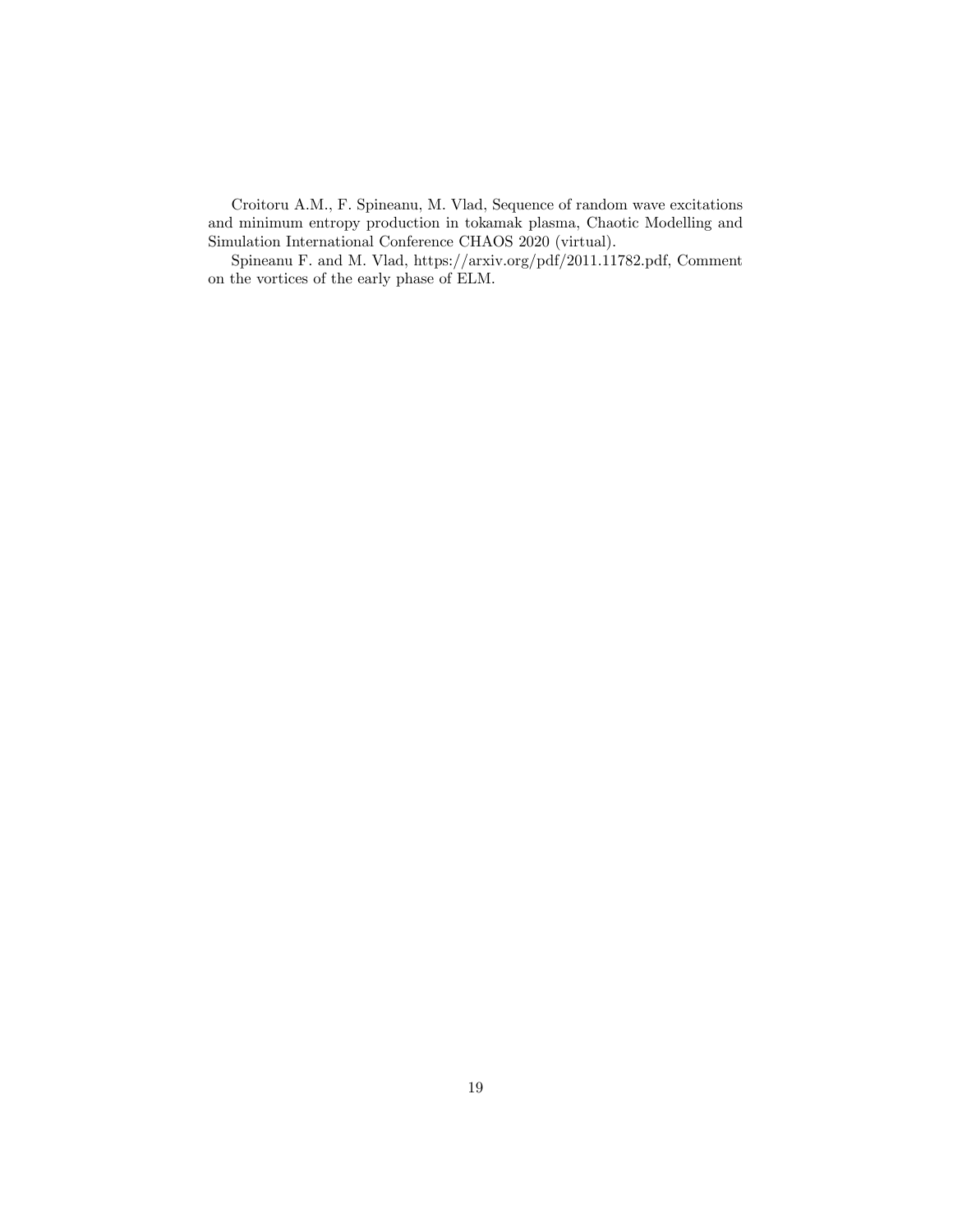Croitoru A.M., F. Spineanu, M. Vlad, Sequence of random wave excitations and minimum entropy production in tokamak plasma, Chaotic Modelling and Simulation International Conference CHAOS 2020 (virtual).

Spineanu F. and M. Vlad, https://arxiv.org/pdf/2011.11782.pdf, Comment on the vortices of the early phase of ELM.